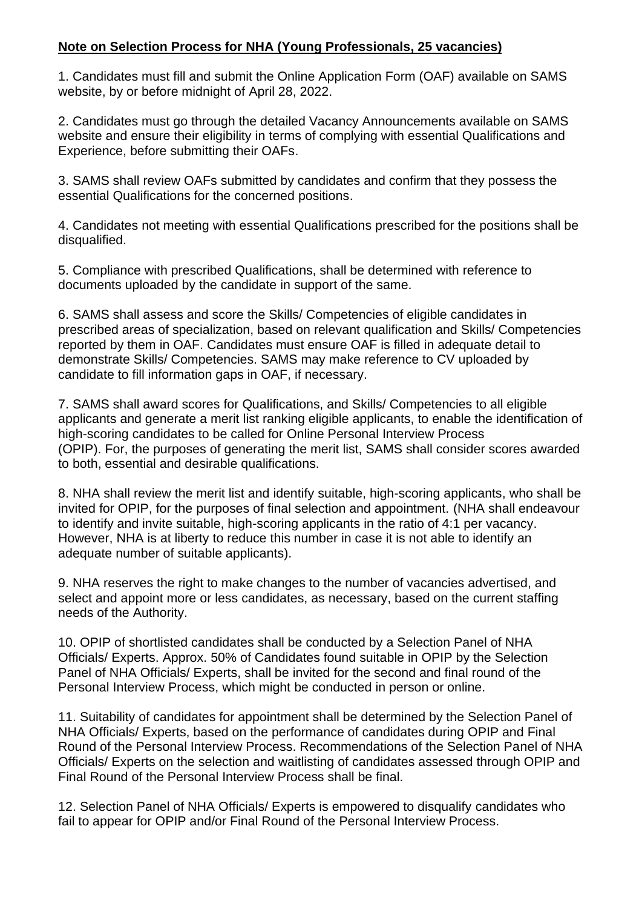**Note on Selection Process for NHA (Young Professionals, 25 vacancies)**

1. Candidates must fill and submit the Online Application Form (OAF) available on SAMS website, by or before midnight of April 28, 2022.

2. Candidates must go through the detailed Vacancy Announcements available on SAMS website and ensure their eligibility in terms of complying with essential Qualifications and Experience, before submitting their OAFs.

3. SAMS shall review OAFs submitted by candidates and confirm that they possess the essential Qualifications for the concerned positions.

4. Candidates not meeting with essential Qualifications prescribed for the positions shall be disqualified.

5. Compliance with prescribed Qualifications, shall be determined with reference to documents uploaded by the candidate in support of the same.

6. SAMS shall assess and score the Skills/ Competencies of eligible candidates in prescribed areas of specialization, based on relevant qualification and Skills/ Competencies reported by them in OAF. Candidates must ensure OAF is filled in adequate detail to demonstrate Skills/ Competencies. SAMS may make reference to CV uploaded by candidate to fill information gaps in OAF, if necessary.

7. SAMS shall award scores for Qualifications, and Skills/ Competencies to all eligible applicants and generate a merit list ranking eligible applicants, to enable the identification of high-scoring candidates to be called for Online Personal Interview Process (OPIP). For, the purposes of generating the merit list, SAMS shall consider scores awarded to both, essential and desirable qualifications.

8. NHA shall review the merit list and identify suitable, high-scoring applicants, who shall be invited for OPIP, for the purposes of final selection and appointment. (NHA shall endeavour to identify and invite suitable, high-scoring applicants in the ratio of 4:1 per vacancy. However, NHA is at liberty to reduce this number in case it is not able to identify an adequate number of suitable applicants).

9. NHA reserves the right to make changes to the number of vacancies advertised, and select and appoint more or less candidates, as necessary, based on the current staffing needs of the Authority.

10. OPIP of shortlisted candidates shall be conducted by a Selection Panel of NHA Officials/ Experts. Approx. 50% of Candidates found suitable in OPIP by the Selection Panel of NHA Officials/ Experts, shall be invited for the second and final round of the Personal Interview Process, which might be conducted in person or online.

11. Suitability of candidates for appointment shall be determined by the Selection Panel of NHA Officials/ Experts, based on the performance of candidates during OPIP and Final Round of the Personal Interview Process. Recommendations of the Selection Panel of NHA Officials/ Experts on the selection and waitlisting of candidates assessed through OPIP and Final Round of the Personal Interview Process shall be final.

12. Selection Panel of NHA Officials/ Experts is empowered to disqualify candidates who fail to appear for OPIP and/or Final Round of the Personal Interview Process.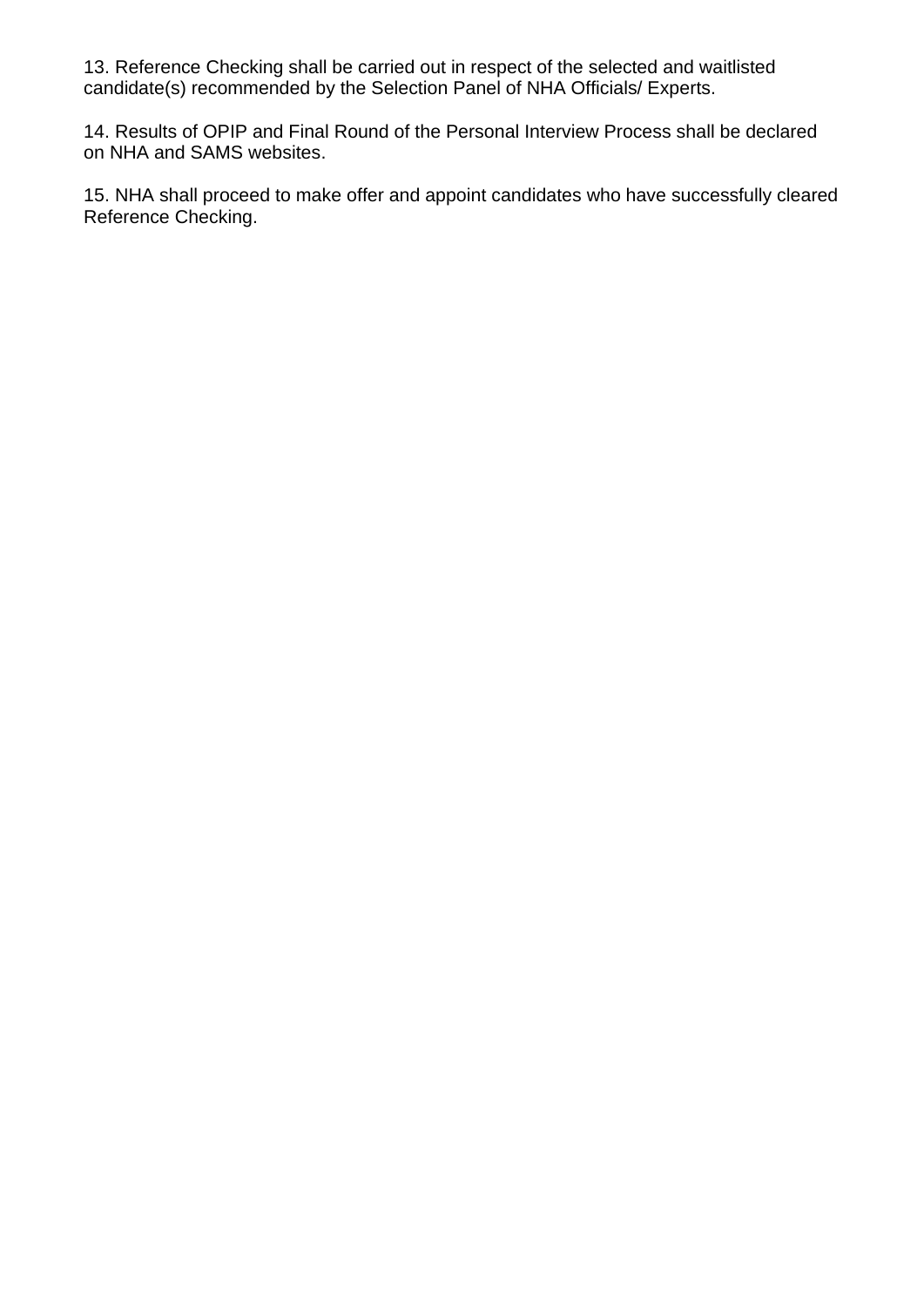13. Reference Checking shall be carried out in respect of the selected and waitlisted candidate(s) recommended by the Selection Panel of NHA Officials/ Experts.

14. Results of OPIP and Final Round of the Personal Interview Process shall be declared on NHA and SAMS websites.

15. NHA shall proceed to make offer and appoint candidates who have successfully cleared Reference Checking.